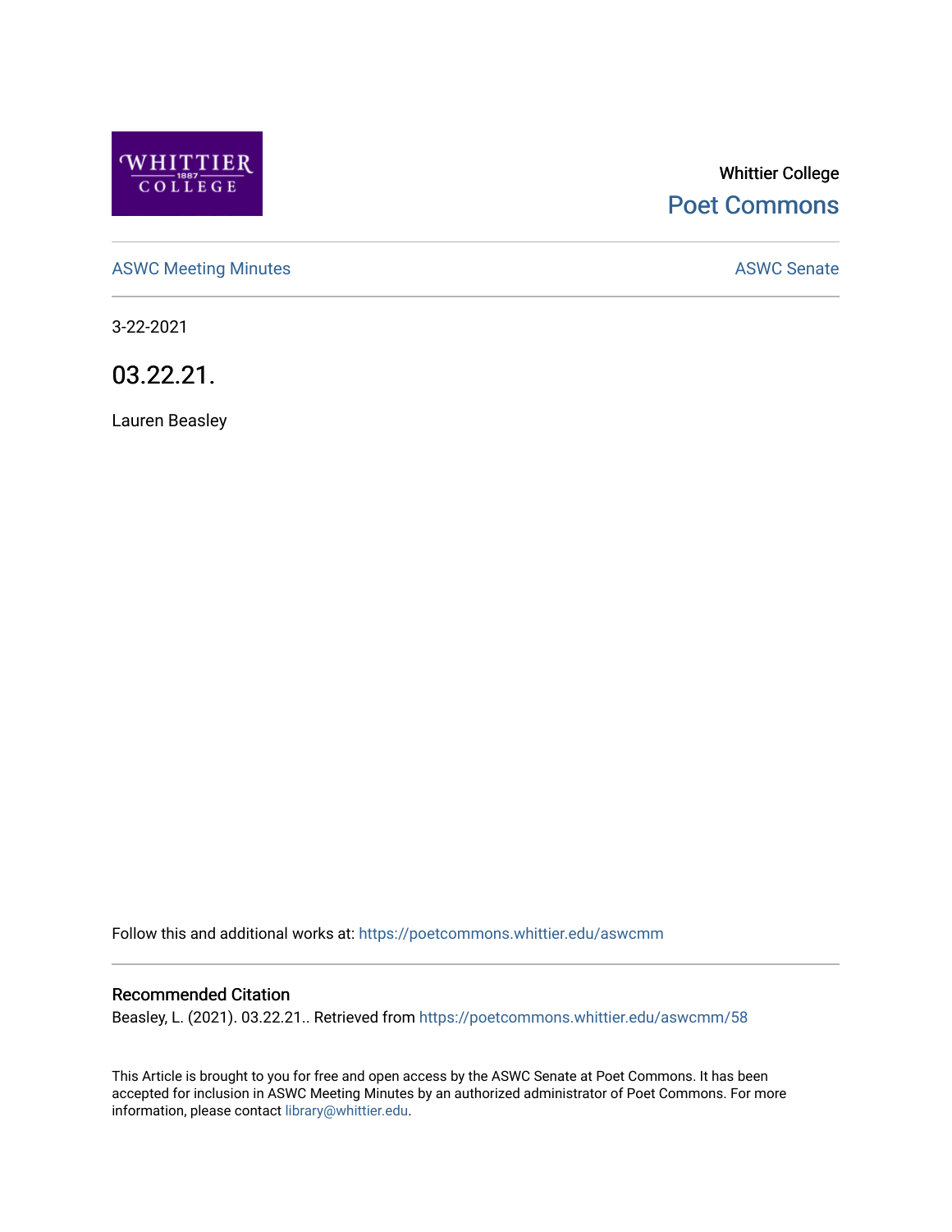Whittier College

Poet Commons

ASWC Meeting Minutes

ASWC Senate

3-22-2021

# 03.22.21.

Lauren Beasley

Follow this and additional works at: https://poetcommons.whittier.edu/aswcmm

## Recommended Citation

Beasley, L. (2021). 03.22.21.. Retrieved from https://poetcommons.whittier.edu/aswcmm/58

This Article is brought to you for free and open access by the ASWC Senate at Poet Commons. It has been accepted for inclusion in ASWC Meeting Minutes by an authorized administrator of Poet Commons. For more information, please contact library@whittier.edu.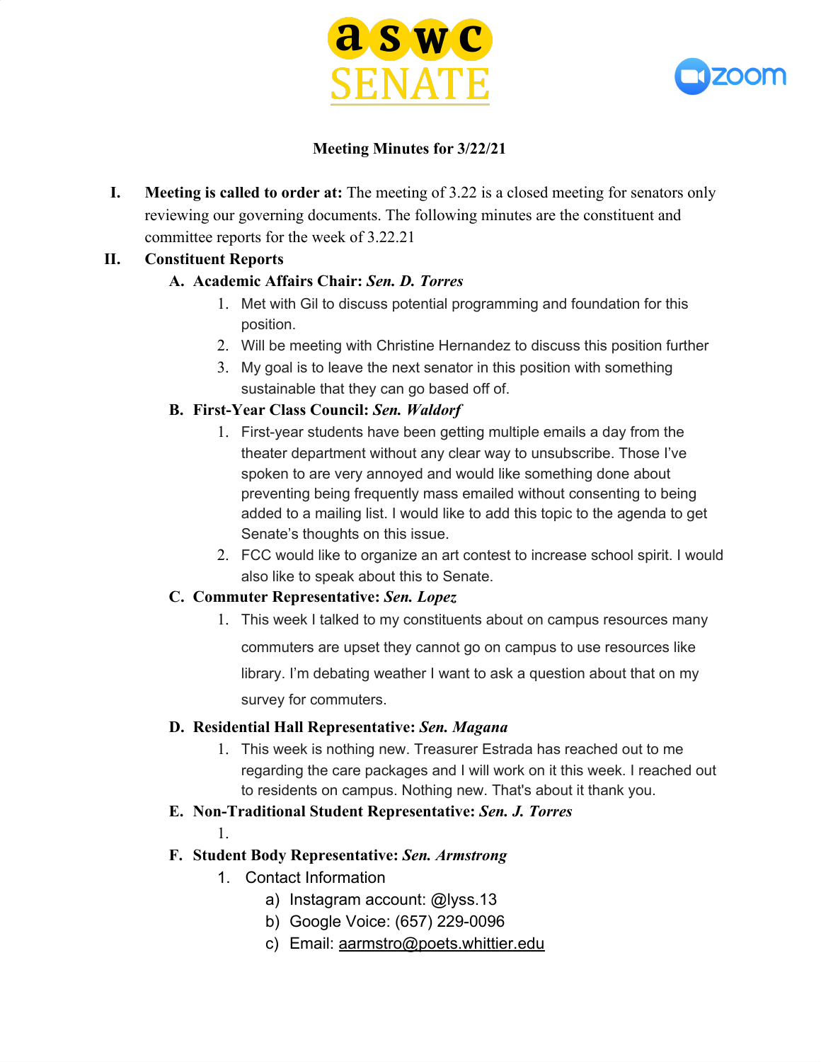**aswc SENATE**

**zoom**

**Meeting Minutes for 3/22/21**

I. **Meeting is called to order at:** The meeting of 3.22 is a closed meeting for senators only reviewing our governing documents. The following minutes are the constituent and committee reports for the week of 3.22.21

II. **Constituent Reports**

A. **Academic Affairs Chair:** ***Sen. D. Torres***

1. Met with Gil to discuss potential programming and foundation for this position.
2. Will be meeting with Christine Hernandez to discuss this position further
3. My goal is to leave the next senator in this position with something sustainable that they can go based off of.

B. **First-Year Class Council:** ***Sen. Waldorf***

1. First-year students have been getting multiple emails a day from the theater department without any clear way to unsubscribe. Those I've spoken to are very annoyed and would like something done about preventing being frequently mass emailed without consenting to being added to a mailing list. I would like to add this topic to the agenda to get Senate's thoughts on this issue.
2. FCC would like to organize an art contest to increase school spirit. I would also like to speak about this to Senate.

C. **Commuter Representative:** ***Sen. Lopez***

1. This week I talked to my constituents about on campus resources many commuters are upset they cannot go on campus to use resources like library. I'm debating weather I want to ask a question about that on my survey for commuters.

D. **Residential Hall Representative:** ***Sen. Magana***

1. This week is nothing new. Treasurer Estrada has reached out to me regarding the care packages and I will work on it this week. I reached out to residents on campus. Nothing new. That's about it thank you.

E. **Non-Traditional Student Representative:** ***Sen. J. Torres***

1.

F. **Student Body Representative:** ***Sen. Armstrong***

1. Contact Information
   a) Instagram account: @lyss.13
   b) Google Voice: (657) 229-0096
   c) Email: aarmstro@poets.whittier.edu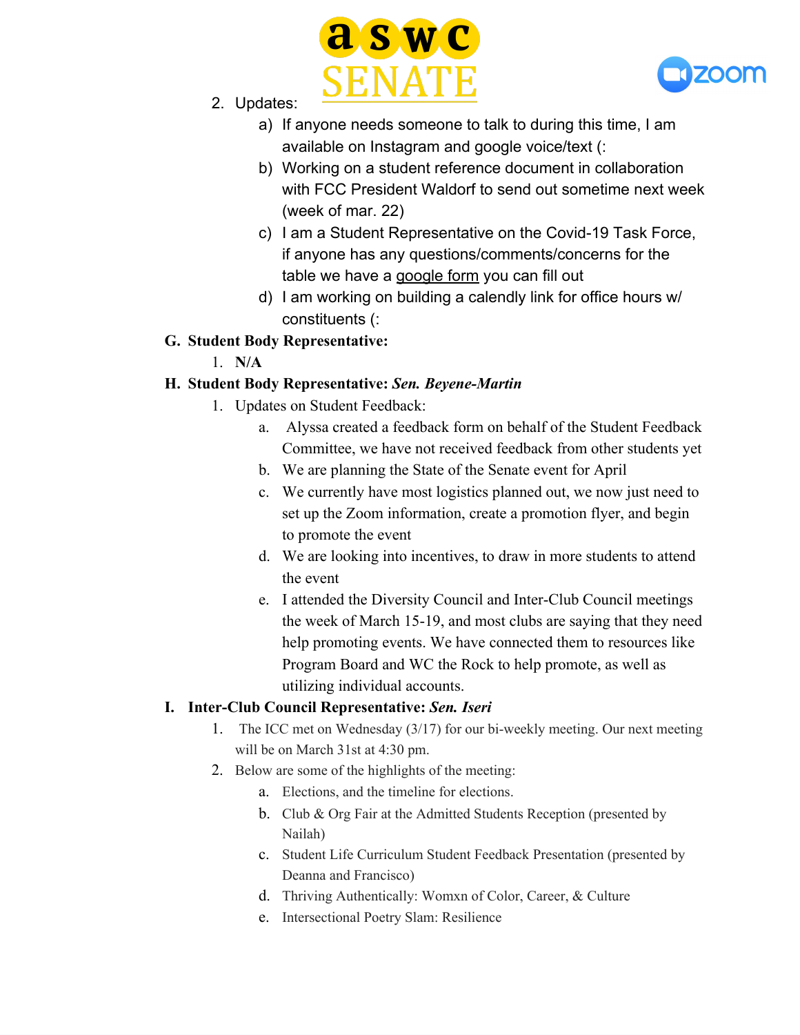2. Updates:
    a) If anyone needs someone to talk to during this time, I am available on Instagram and google voice/text (:
    b) Working on a student reference document in collaboration with FCC President Waldorf to send out sometime next week (week of mar. 22)
    c) I am a Student Representative on the Covid-19 Task Force, if anyone has any questions/comments/concerns for the table we have a google form you can fill out
    d) I am working on building a calendly link for office hours w/ constituents (:

**G. Student Body Representative:**

1. **N/A**

**H. Student Body Representative: *Sen. Beyene-Martin***

1. Updates on Student Feedback:
    a. Alyssa created a feedback form on behalf of the Student Feedback Committee, we have not received feedback from other students yet
    b. We are planning the State of the Senate event for April
    c. We currently have most logistics planned out, we now just need to set up the Zoom information, create a promotion flyer, and begin to promote the event
    d. We are looking into incentives, to draw in more students to attend the event
    e. I attended the Diversity Council and Inter-Club Council meetings the week of March 15-19, and most clubs are saying that they need help promoting events. We have connected them to resources like Program Board and WC the Rock to help promote, as well as utilizing individual accounts.

**I. Inter-Club Council Representative: *Sen. Iseri***

1. The ICC met on Wednesday (3/17) for our bi-weekly meeting. Our next meeting will be on March 31st at 4:30 pm.
2. Below are some of the highlights of the meeting:
    a. Elections, and the timeline for elections.
    b. Club & Org Fair at the Admitted Students Reception (presented by Nailah)
    c. Student Life Curriculum Student Feedback Presentation (presented by Deanna and Francisco)
    d. Thriving Authentically: Womxn of Color, Career, & Culture
    e. Intersectional Poetry Slam: Resilience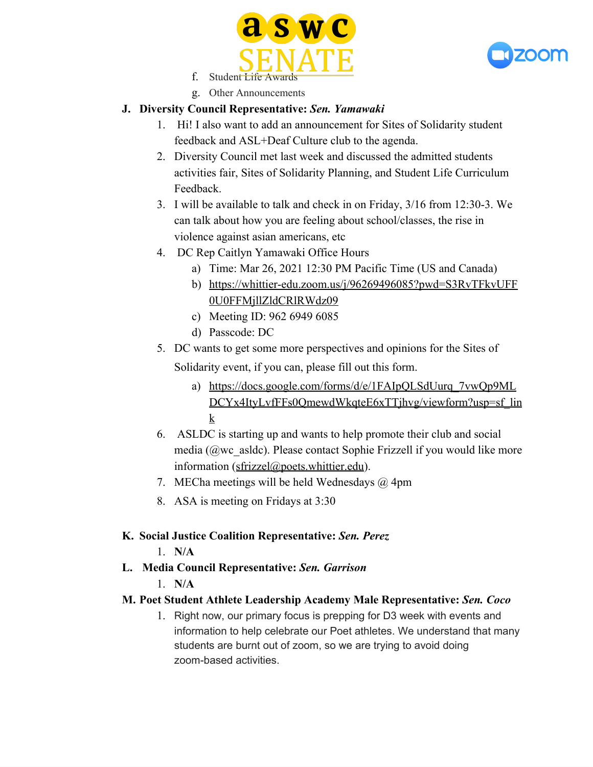f. Student Life Awards

g. Other Announcements

**J. Diversity Council Representative: *Sen. Yamawaki***

1. Hi! I also want to add an announcement for Sites of Solidarity student feedback and ASL+Deaf Culture club to the agenda.
2. Diversity Council met last week and discussed the admitted students activities fair, Sites of Solidarity Planning, and Student Life Curriculum Feedback.
3. I will be available to talk and check in on Friday, 3/16 from 12:30-3. We can talk about how you are feeling about school/classes, the rise in violence against asian americans, etc
4. DC Rep Caitlyn Yamawaki Office Hours
    a) Time: Mar 26, 2021 12:30 PM Pacific Time (US and Canada)
    b) https://whittier-edu.zoom.us/j/96269496085?pwd=S3RvTFkvUFF0U0FFMjllZldCRlRWdz09
    c) Meeting ID: 962 6949 6085
    d) Passcode: DC
5. DC wants to get some more perspectives and opinions for the Sites of Solidarity event, if you can, please fill out this form.
    a) https://docs.google.com/forms/d/e/1FAIpQLSdUurq_7vwQp9MLDCYx4ItyLvfFFs0QmewdWkqteE6xTTjhvg/viewform?usp=sf_link
6. ASLDC is starting up and wants to help promote their club and social media (@wc_asldc). Please contact Sophie Frizzell if you would like more information (sfrizzel@poets.whittier.edu).
7. MECha meetings will be held Wednesdays @ 4pm
8. ASA is meeting on Fridays at 3:30

**K. Social Justice Coalition Representative: *Sen. Perez***

1. **N/A**

**L. Media Council Representative: *Sen. Garrison***

1. **N/A**

**M. Poet Student Athlete Leadership Academy Male Representative: *Sen. Coco***

1. Right now, our primary focus is prepping for D3 week with events and information to help celebrate our Poet athletes. We understand that many students are burnt out of zoom, so we are trying to avoid doing zoom-based activities.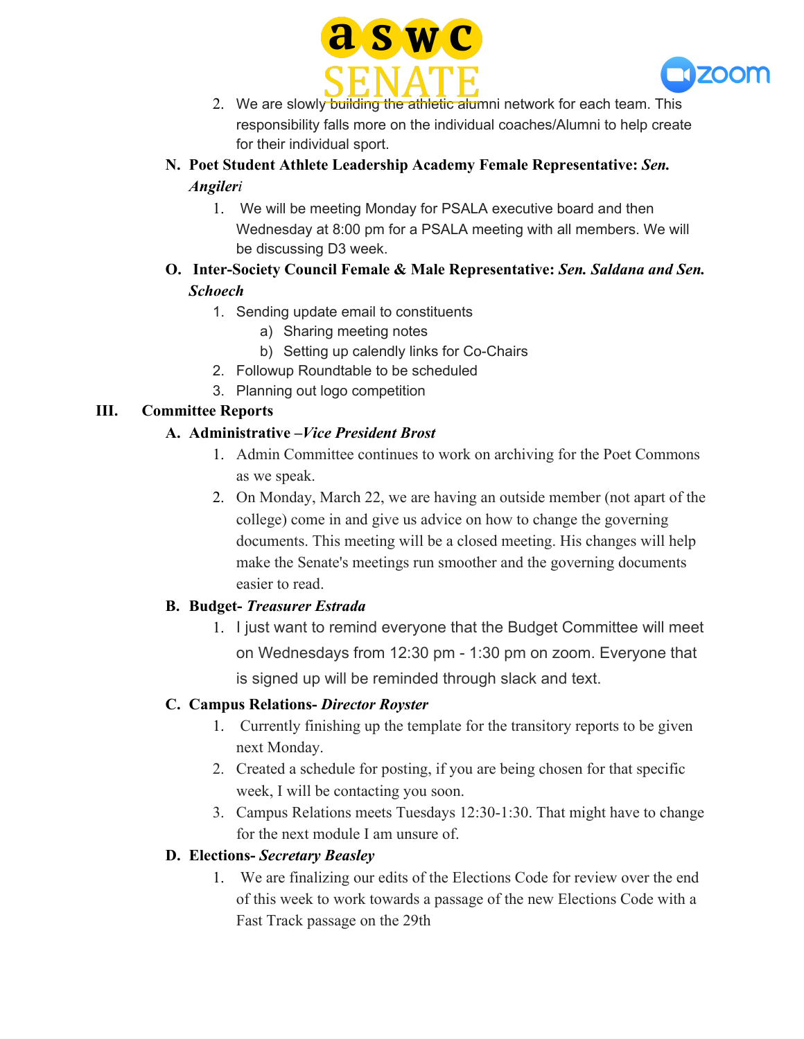2. We are slowly building the athletic alumni network for each team. This responsibility falls more on the individual coaches/Alumni to help create for their individual sport.

**N. Poet Student Athlete Leadership Academy Female Representative: *Sen. Angileri***

1. We will be meeting Monday for PSALA executive board and then Wednesday at 8:00 pm for a PSALA meeting with all members. We will be discussing D3 week.

**O. Inter-Society Council Female & Male Representative: *Sen. Saldana and Sen. Schoech***

1. Sending update email to constituents
    a) Sharing meeting notes
    b) Setting up calendly links for Co-Chairs
2. Followup Roundtable to be scheduled
3. Planning out logo competition

## III. Committee Reports

**A. Administrative –*Vice President Brost***

1. Admin Committee continues to work on archiving for the Poet Commons as we speak.
2. On Monday, March 22, we are having an outside member (not apart of the college) come in and give us advice on how to change the governing documents. This meeting will be a closed meeting. His changes will help make the Senate's meetings run smoother and the governing documents easier to read.

**B. Budget- *Treasurer Estrada***

1. I just want to remind everyone that the Budget Committee will meet on Wednesdays from 12:30 pm - 1:30 pm on zoom. Everyone that is signed up will be reminded through slack and text.

**C. Campus Relations- *Director Royster***

1. Currently finishing up the template for the transitory reports to be given next Monday.
2. Created a schedule for posting, if you are being chosen for that specific week, I will be contacting you soon.
3. Campus Relations meets Tuesdays 12:30-1:30. That might have to change for the next module I am unsure of.

**D. Elections- *Secretary Beasley***

1. We are finalizing our edits of the Elections Code for review over the end of this week to work towards a passage of the new Elections Code with a Fast Track passage on the 29th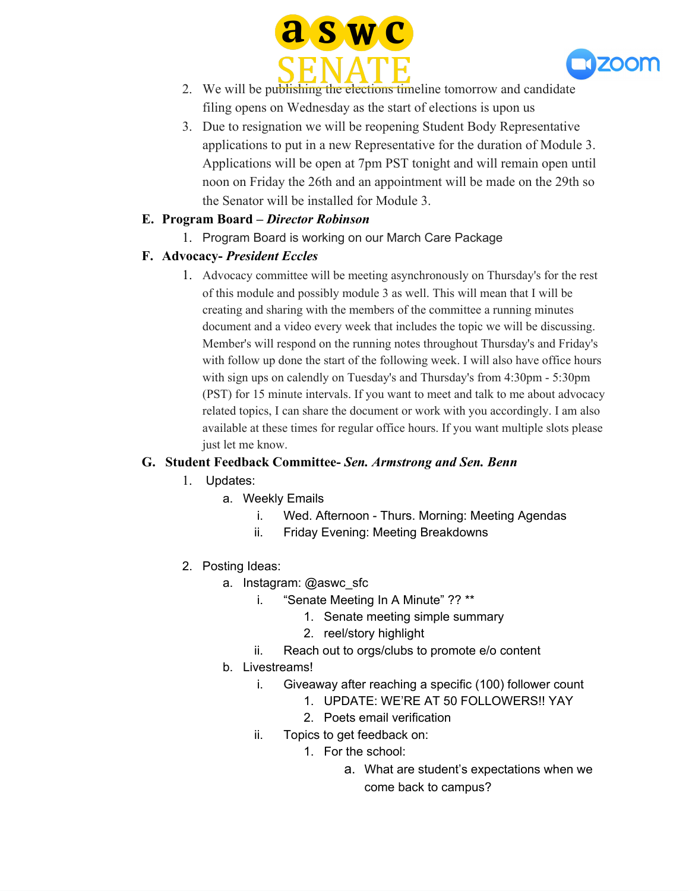2. We will be publishing the elections timeline tomorrow and candidate filing opens on Wednesday as the start of elections is upon us
3. Due to resignation we will be reopening Student Body Representative applications to put in a new Representative for the duration of Module 3. Applications will be open at 7pm PST tonight and will remain open until noon on Friday the 26th and an appointment will be made on the 29th so the Senator will be installed for Module 3.

**E. Program Board –** ***Director Robinson***

1. Program Board is working on our March Care Package

**F. Advocacy-** ***President Eccles***

1. Advocacy committee will be meeting asynchronously on Thursday's for the rest of this module and possibly module 3 as well. This will mean that I will be creating and sharing with the members of the committee a running minutes document and a video every week that includes the topic we will be discussing. Member's will respond on the running notes throughout Thursday's and Friday's with follow up done the start of the following week. I will also have office hours with sign ups on calendly on Tuesday's and Thursday's from 4:30pm - 5:30pm (PST) for 15 minute intervals. If you want to meet and talk to me about advocacy related topics, I can share the document or work with you accordingly. I am also available at these times for regular office hours. If you want multiple slots please just let me know.

**G. Student Feedback Committee-** ***Sen. Armstrong and Sen. Benn***

1. Updates:
   a. Weekly Emails
      i. Wed. Afternoon - Thurs. Morning: Meeting Agendas
      ii. Friday Evening: Meeting Breakdowns

2. Posting Ideas:
   a. Instagram: @aswc_sfc
      i. "Senate Meeting In A Minute" ?? **
         1. Senate meeting simple summary
         2. reel/story highlight
      ii. Reach out to orgs/clubs to promote e/o content
   b. Livestreams!
      i. Giveaway after reaching a specific (100) follower count
         1. UPDATE: WE'RE AT 50 FOLLOWERS!! YAY
         2. Poets email verification
      ii. Topics to get feedback on:
         1. For the school:
            a. What are student's expectations when we come back to campus?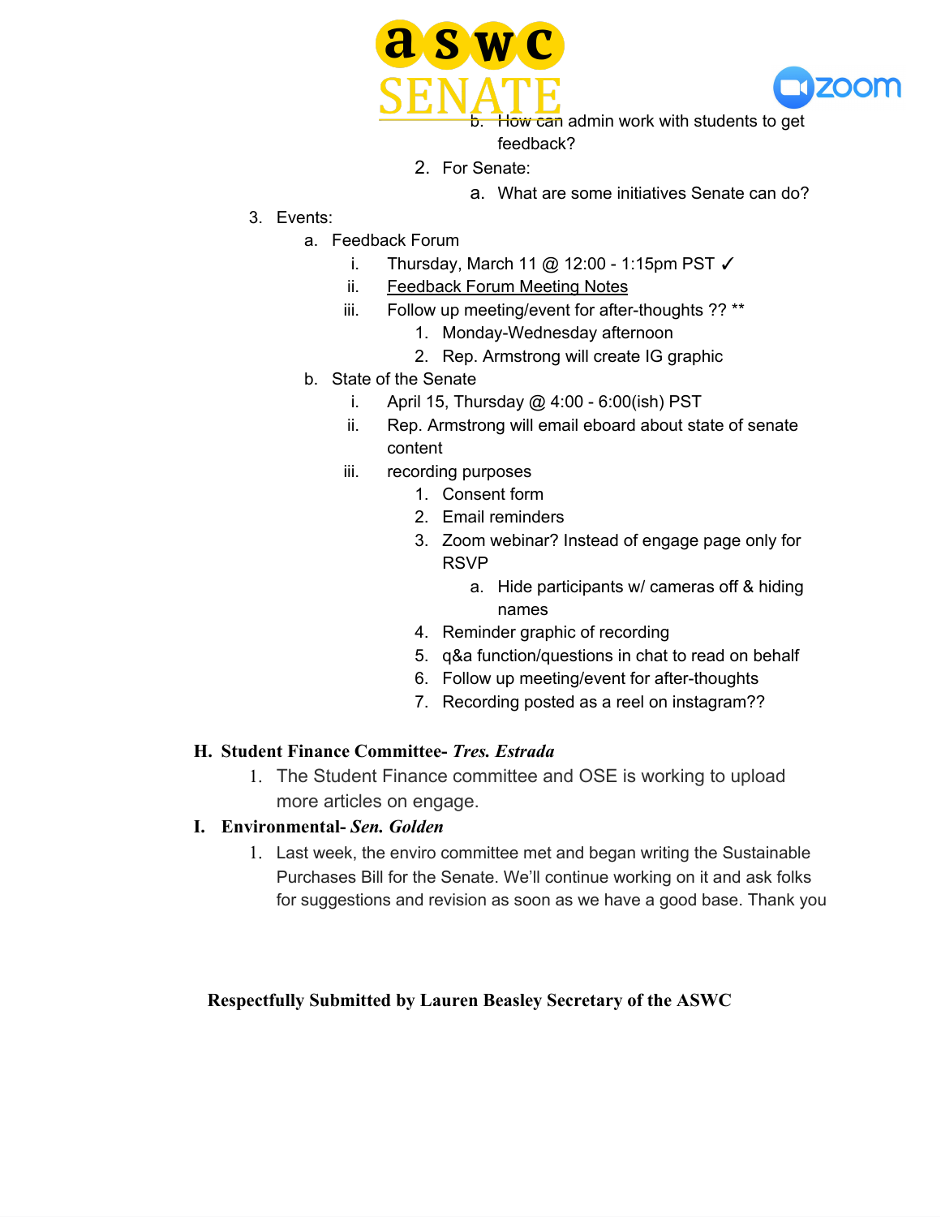b. How can admin work with students to get feedback?

2. For Senate:
    a. What are some initiatives Senate can do?

3. Events:
    a. Feedback Forum
        i. Thursday, March 11 @ 12:00 - 1:15pm PST ✓
        ii. Feedback Forum Meeting Notes
        iii. Follow up meeting/event for after-thoughts ?? **
            1. Monday-Wednesday afternoon
            2. Rep. Armstrong will create IG graphic
    b. State of the Senate
        i. April 15, Thursday @ 4:00 - 6:00(ish) PST
        ii. Rep. Armstrong will email eboard about state of senate content
        iii. recording purposes
            1. Consent form
            2. Email reminders
            3. Zoom webinar? Instead of engage page only for RSVP
                a. Hide participants w/ cameras off & hiding names
            4. Reminder graphic of recording
            5. q&a function/questions in chat to read on behalf
            6. Follow up meeting/event for after-thoughts
            7. Recording posted as a reel on instagram??

**H. Student Finance Committee- *Tres. Estrada***

1. The Student Finance committee and OSE is working to upload more articles on engage.

**I. Environmental- *Sen. Golden***

1. Last week, the enviro committee met and began writing the Sustainable Purchases Bill for the Senate. We'll continue working on it and ask folks for suggestions and revision as soon as we have a good base. Thank you

**Respectfully Submitted by Lauren Beasley Secretary of the ASWC**